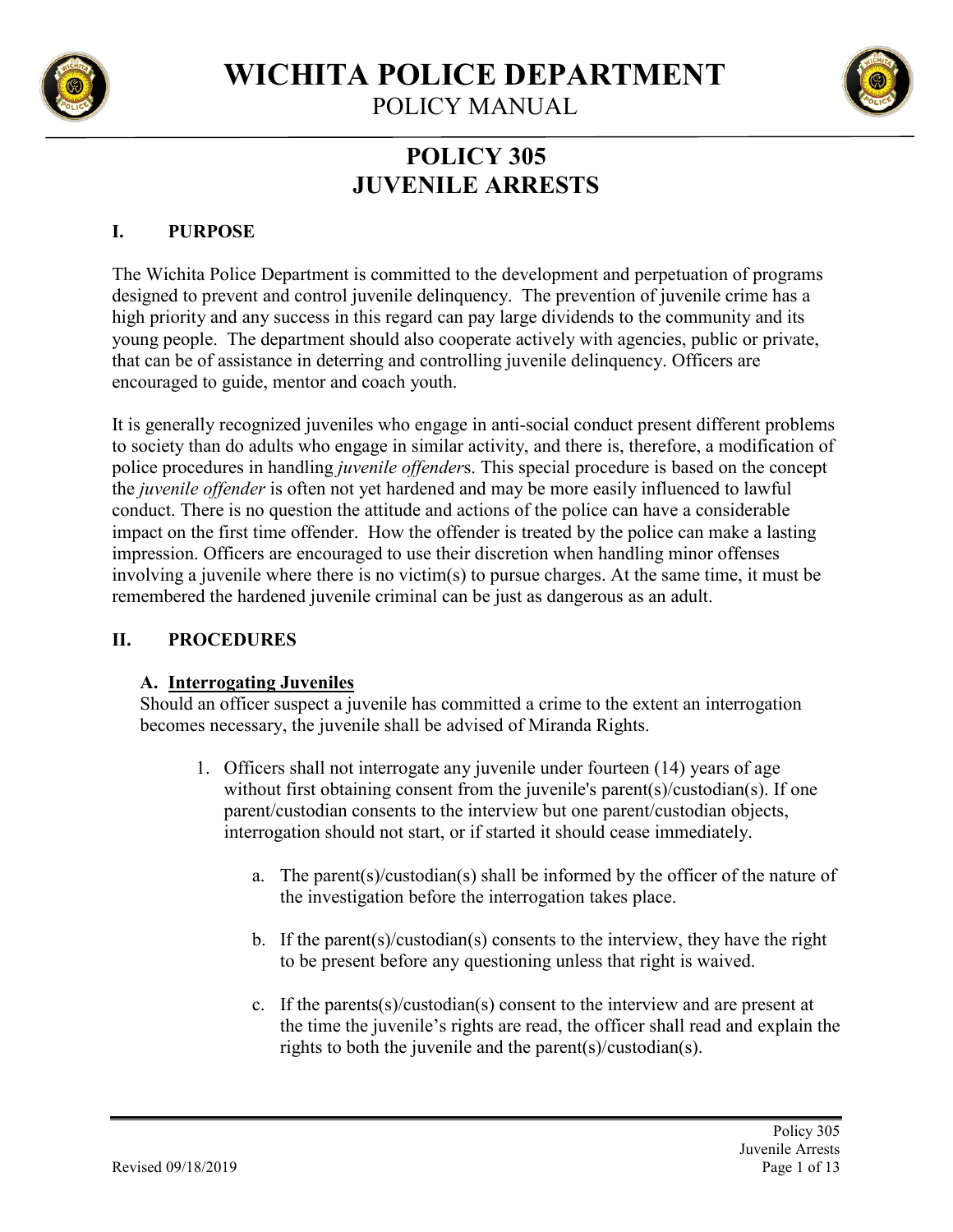# WICHITA POLICE DEPARTMENT

POLICY MANUAL

## POLICY 305
## JUVENILE ARRESTS

### I. PURPOSE

The Wichita Police Department is committed to the development and perpetuation of programs designed to prevent and control juvenile delinquency. The prevention of juvenile crime has a high priority and any success in this regard can pay large dividends to the community and its young people. The department should also cooperate actively with agencies, public or private, that can be of assistance in deterring and controlling juvenile delinquency. Officers are encouraged to guide, mentor and coach youth.

It is generally recognized juveniles who engage in anti-social conduct present different problems to society than do adults who engage in similar activity, and there is, therefore, a modification of police procedures in handling *juvenile offender*s. This special procedure is based on the concept the *juvenile offender* is often not yet hardened and may be more easily influenced to lawful conduct. There is no question the attitude and actions of the police can have a considerable impact on the first time offender. How the offender is treated by the police can make a lasting impression. Officers are encouraged to use their discretion when handling minor offenses involving a juvenile where there is no victim(s) to pursue charges. At the same time, it must be remembered the hardened juvenile criminal can be just as dangerous as an adult.

### II. PROCEDURES

#### A. Interrogating Juveniles

Should an officer suspect a juvenile has committed a crime to the extent an interrogation becomes necessary, the juvenile shall be advised of Miranda Rights.

1. Officers shall not interrogate any juvenile under fourteen (14) years of age without first obtaining consent from the juvenile's parent(s)/custodian(s). If one parent/custodian consents to the interview but one parent/custodian objects, interrogation should not start, or if started it should cease immediately.

    a. The parent(s)/custodian(s) shall be informed by the officer of the nature of the investigation before the interrogation takes place.

    b. If the parent(s)/custodian(s) consents to the interview, they have the right to be present before any questioning unless that right is waived.

    c. If the parents(s)/custodian(s) consent to the interview and are present at the time the juvenile's rights are read, the officer shall read and explain the rights to both the juvenile and the parent(s)/custodian(s).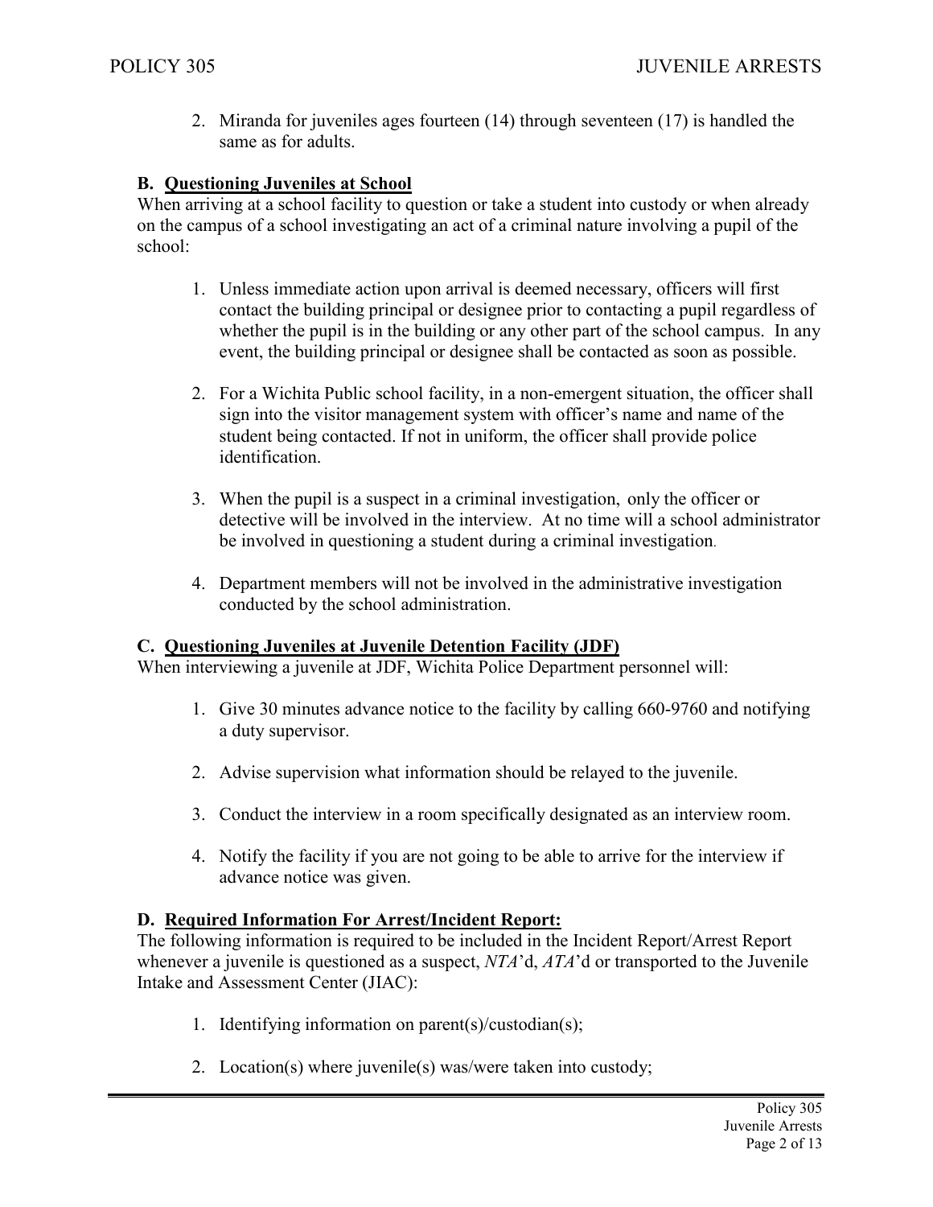2. Miranda for juveniles ages fourteen (14) through seventeen (17) is handled the same as for adults.

### B. Questioning Juveniles at School

When arriving at a school facility to question or take a student into custody or when already on the campus of a school investigating an act of a criminal nature involving a pupil of the school:

1. Unless immediate action upon arrival is deemed necessary, officers will first contact the building principal or designee prior to contacting a pupil regardless of whether the pupil is in the building or any other part of the school campus. In any event, the building principal or designee shall be contacted as soon as possible.

2. For a Wichita Public school facility, in a non-emergent situation, the officer shall sign into the visitor management system with officer's name and name of the student being contacted. If not in uniform, the officer shall provide police identification.

3. When the pupil is a suspect in a criminal investigation, only the officer or detective will be involved in the interview. At no time will a school administrator be involved in questioning a student during a criminal investigation.

4. Department members will not be involved in the administrative investigation conducted by the school administration.

### C. Questioning Juveniles at Juvenile Detention Facility (JDF)

When interviewing a juvenile at JDF, Wichita Police Department personnel will:

1. Give 30 minutes advance notice to the facility by calling 660-9760 and notifying a duty supervisor.

2. Advise supervision what information should be relayed to the juvenile.

3. Conduct the interview in a room specifically designated as an interview room.

4. Notify the facility if you are not going to be able to arrive for the interview if advance notice was given.

### D. Required Information For Arrest/Incident Report:

The following information is required to be included in the Incident Report/Arrest Report whenever a juvenile is questioned as a suspect, *NTA*'d, *ATA*'d or transported to the Juvenile Intake and Assessment Center (JIAC):

1. Identifying information on parent(s)/custodian(s);

2. Location(s) where juvenile(s) was/were taken into custody;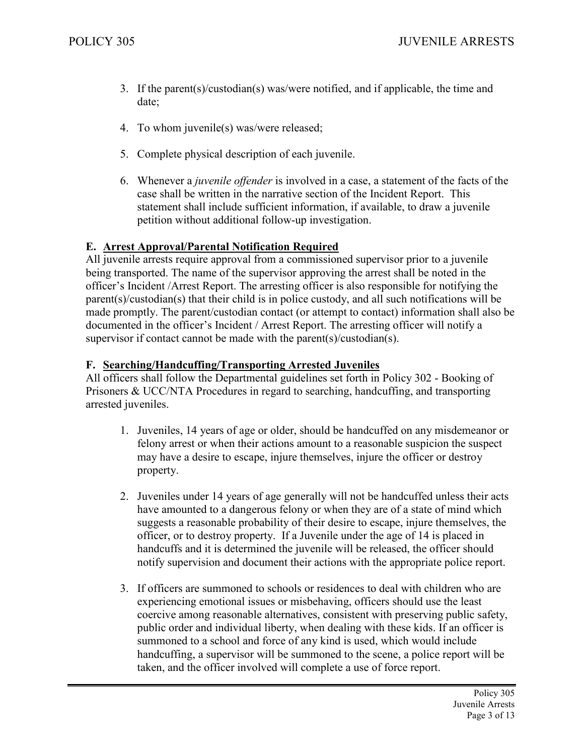3. If the parent(s)/custodian(s) was/were notified, and if applicable, the time and date;

4. To whom juvenile(s) was/were released;

5. Complete physical description of each juvenile.

6. Whenever a *juvenile offender* is involved in a case, a statement of the facts of the case shall be written in the narrative section of the Incident Report. This statement shall include sufficient information, if available, to draw a juvenile petition without additional follow-up investigation.

### E. Arrest Approval/Parental Notification Required

All juvenile arrests require approval from a commissioned supervisor prior to a juvenile being transported. The name of the supervisor approving the arrest shall be noted in the officer's Incident /Arrest Report. The arresting officer is also responsible for notifying the parent(s)/custodian(s) that their child is in police custody, and all such notifications will be made promptly. The parent/custodian contact (or attempt to contact) information shall also be documented in the officer's Incident / Arrest Report. The arresting officer will notify a supervisor if contact cannot be made with the parent(s)/custodian(s).

### F. Searching/Handcuffing/Transporting Arrested Juveniles

All officers shall follow the Departmental guidelines set forth in Policy 302 - Booking of Prisoners & UCC/NTA Procedures in regard to searching, handcuffing, and transporting arrested juveniles.

1. Juveniles, 14 years of age or older, should be handcuffed on any misdemeanor or felony arrest or when their actions amount to a reasonable suspicion the suspect may have a desire to escape, injure themselves, injure the officer or destroy property.

2. Juveniles under 14 years of age generally will not be handcuffed unless their acts have amounted to a dangerous felony or when they are of a state of mind which suggests a reasonable probability of their desire to escape, injure themselves, the officer, or to destroy property. If a Juvenile under the age of 14 is placed in handcuffs and it is determined the juvenile will be released, the officer should notify supervision and document their actions with the appropriate police report.

3. If officers are summoned to schools or residences to deal with children who are experiencing emotional issues or misbehaving, officers should use the least coercive among reasonable alternatives, consistent with preserving public safety, public order and individual liberty, when dealing with these kids. If an officer is summoned to a school and force of any kind is used, which would include handcuffing, a supervisor will be summoned to the scene, a police report will be taken, and the officer involved will complete a use of force report.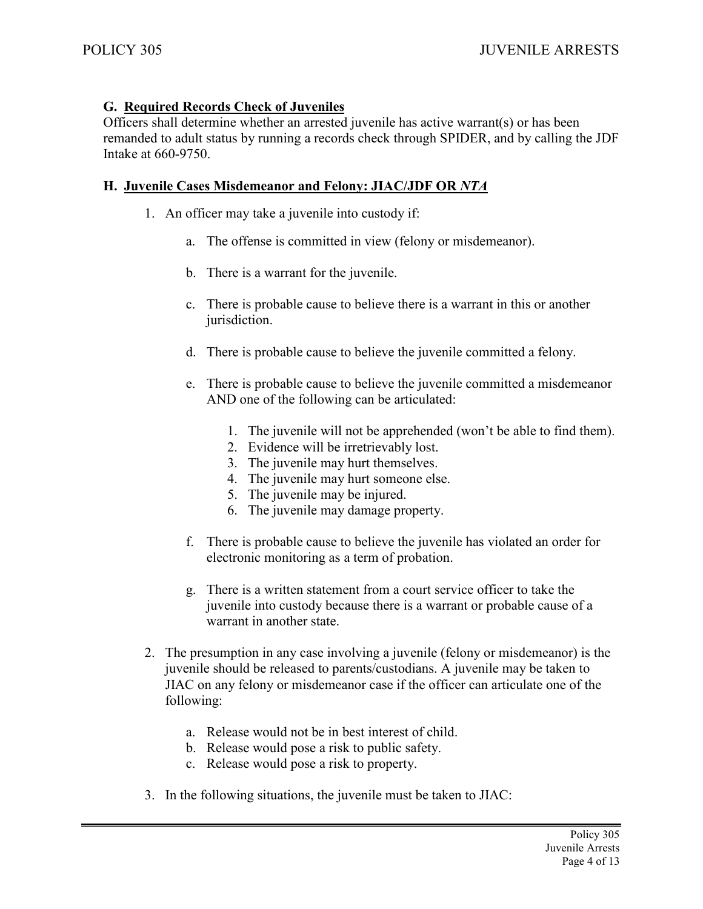### G. Required Records Check of Juveniles

Officers shall determine whether an arrested juvenile has active warrant(s) or has been remanded to adult status by running a records check through SPIDER, and by calling the JDF Intake at 660-9750.

### H. Juvenile Cases Misdemeanor and Felony: JIAC/JDF OR *NTA*

1. An officer may take a juvenile into custody if:

    a. The offense is committed in view (felony or misdemeanor).

    b. There is a warrant for the juvenile.

    c. There is probable cause to believe there is a warrant in this or another jurisdiction.

    d. There is probable cause to believe the juvenile committed a felony.

    e. There is probable cause to believe the juvenile committed a misdemeanor AND one of the following can be articulated:

        1. The juvenile will not be apprehended (won't be able to find them).
        2. Evidence will be irretrievably lost.
        3. The juvenile may hurt themselves.
        4. The juvenile may hurt someone else.
        5. The juvenile may be injured.
        6. The juvenile may damage property.

    f. There is probable cause to believe the juvenile has violated an order for electronic monitoring as a term of probation.

    g. There is a written statement from a court service officer to take the juvenile into custody because there is a warrant or probable cause of a warrant in another state.

2. The presumption in any case involving a juvenile (felony or misdemeanor) is the juvenile should be released to parents/custodians. A juvenile may be taken to JIAC on any felony or misdemeanor case if the officer can articulate one of the following:

    a. Release would not be in best interest of child.
    b. Release would pose a risk to public safety.
    c. Release would pose a risk to property.

3. In the following situations, the juvenile must be taken to JIAC: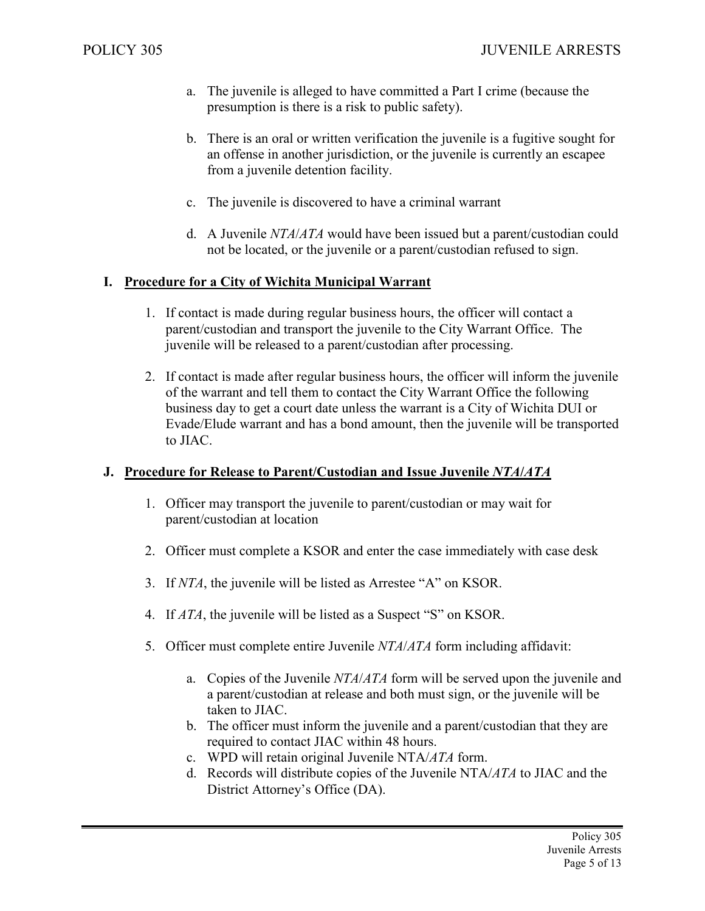a. The juvenile is alleged to have committed a Part I crime (because the presumption is there is a risk to public safety).

b. There is an oral or written verification the juvenile is a fugitive sought for an offense in another jurisdiction, or the juvenile is currently an escapee from a juvenile detention facility.

c. The juvenile is discovered to have a criminal warrant

d. A Juvenile *NTA*/*ATA* would have been issued but a parent/custodian could not be located, or the juvenile or a parent/custodian refused to sign.

## I. Procedure for a City of Wichita Municipal Warrant

1. If contact is made during regular business hours, the officer will contact a parent/custodian and transport the juvenile to the City Warrant Office. The juvenile will be released to a parent/custodian after processing.

2. If contact is made after regular business hours, the officer will inform the juvenile of the warrant and tell them to contact the City Warrant Office the following business day to get a court date unless the warrant is a City of Wichita DUI or Evade/Elude warrant and has a bond amount, then the juvenile will be transported to JIAC.

## J. Procedure for Release to Parent/Custodian and Issue Juvenile *NTA*/*ATA*

1. Officer may transport the juvenile to parent/custodian or may wait for parent/custodian at location

2. Officer must complete a KSOR and enter the case immediately with case desk

3. If *NTA*, the juvenile will be listed as Arrestee "A" on KSOR.

4. If *ATA*, the juvenile will be listed as a Suspect "S" on KSOR.

5. Officer must complete entire Juvenile *NTA*/*ATA* form including affidavit:

   a. Copies of the Juvenile *NTA*/*ATA* form will be served upon the juvenile and a parent/custodian at release and both must sign, or the juvenile will be taken to JIAC.
   b. The officer must inform the juvenile and a parent/custodian that they are required to contact JIAC within 48 hours.
   c. WPD will retain original Juvenile NTA/*ATA* form.
   d. Records will distribute copies of the Juvenile NTA/*ATA* to JIAC and the District Attorney's Office (DA).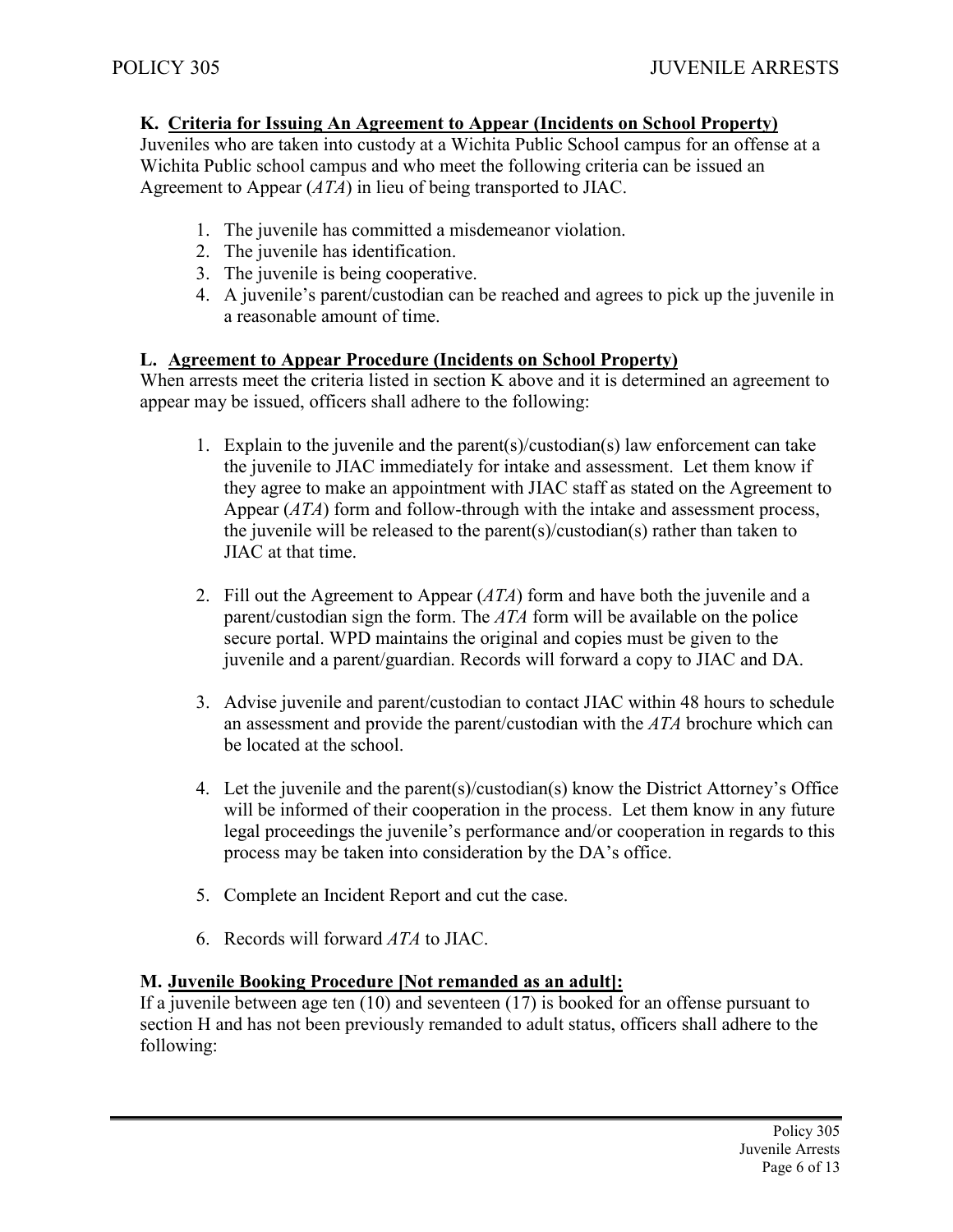### K. Criteria for Issuing An Agreement to Appear (Incidents on School Property)

Juveniles who are taken into custody at a Wichita Public School campus for an offense at a Wichita Public school campus and who meet the following criteria can be issued an Agreement to Appear (*ATA*) in lieu of being transported to JIAC.

1. The juvenile has committed a misdemeanor violation.
2. The juvenile has identification.
3. The juvenile is being cooperative.
4. A juvenile's parent/custodian can be reached and agrees to pick up the juvenile in a reasonable amount of time.

### L. Agreement to Appear Procedure (Incidents on School Property)

When arrests meet the criteria listed in section K above and it is determined an agreement to appear may be issued, officers shall adhere to the following:

1. Explain to the juvenile and the parent(s)/custodian(s) law enforcement can take the juvenile to JIAC immediately for intake and assessment. Let them know if they agree to make an appointment with JIAC staff as stated on the Agreement to Appear (*ATA*) form and follow-through with the intake and assessment process, the juvenile will be released to the parent(s)/custodian(s) rather than taken to JIAC at that time.

2. Fill out the Agreement to Appear (*ATA*) form and have both the juvenile and a parent/custodian sign the form. The *ATA* form will be available on the police secure portal. WPD maintains the original and copies must be given to the juvenile and a parent/guardian. Records will forward a copy to JIAC and DA.

3. Advise juvenile and parent/custodian to contact JIAC within 48 hours to schedule an assessment and provide the parent/custodian with the *ATA* brochure which can be located at the school.

4. Let the juvenile and the parent(s)/custodian(s) know the District Attorney's Office will be informed of their cooperation in the process. Let them know in any future legal proceedings the juvenile's performance and/or cooperation in regards to this process may be taken into consideration by the DA's office.

5. Complete an Incident Report and cut the case.

6. Records will forward *ATA* to JIAC.

### M. Juvenile Booking Procedure [Not remanded as an adult]:

If a juvenile between age ten (10) and seventeen (17) is booked for an offense pursuant to section H and has not been previously remanded to adult status, officers shall adhere to the following: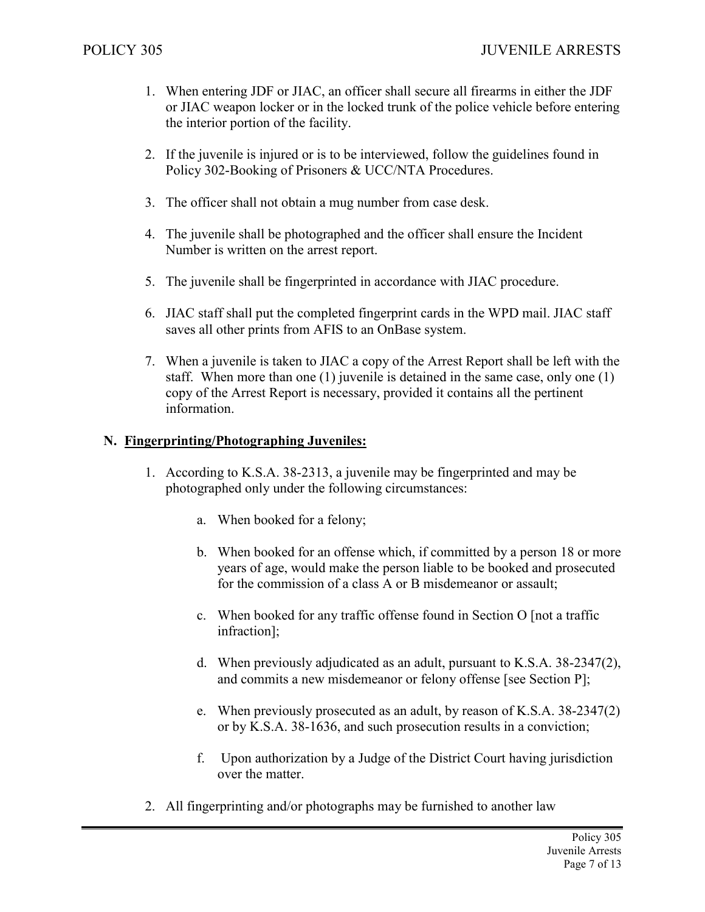1. When entering JDF or JIAC, an officer shall secure all firearms in either the JDF or JIAC weapon locker or in the locked trunk of the police vehicle before entering the interior portion of the facility.

2. If the juvenile is injured or is to be interviewed, follow the guidelines found in Policy 302-Booking of Prisoners & UCC/NTA Procedures.

3. The officer shall not obtain a mug number from case desk.

4. The juvenile shall be photographed and the officer shall ensure the Incident Number is written on the arrest report.

5. The juvenile shall be fingerprinted in accordance with JIAC procedure.

6. JIAC staff shall put the completed fingerprint cards in the WPD mail. JIAC staff saves all other prints from AFIS to an OnBase system.

7. When a juvenile is taken to JIAC a copy of the Arrest Report shall be left with the staff. When more than one (1) juvenile is detained in the same case, only one (1) copy of the Arrest Report is necessary, provided it contains all the pertinent information.

## N. Fingerprinting/Photographing Juveniles:

1. According to K.S.A. 38-2313, a juvenile may be fingerprinted and may be photographed only under the following circumstances:

    a. When booked for a felony;

    b. When booked for an offense which, if committed by a person 18 or more years of age, would make the person liable to be booked and prosecuted for the commission of a class A or B misdemeanor or assault;

    c. When booked for any traffic offense found in Section O [not a traffic infraction];

    d. When previously adjudicated as an adult, pursuant to K.S.A. 38-2347(2), and commits a new misdemeanor or felony offense [see Section P];

    e. When previously prosecuted as an adult, by reason of K.S.A. 38-2347(2) or by K.S.A. 38-1636, and such prosecution results in a conviction;

    f. Upon authorization by a Judge of the District Court having jurisdiction over the matter.

2. All fingerprinting and/or photographs may be furnished to another law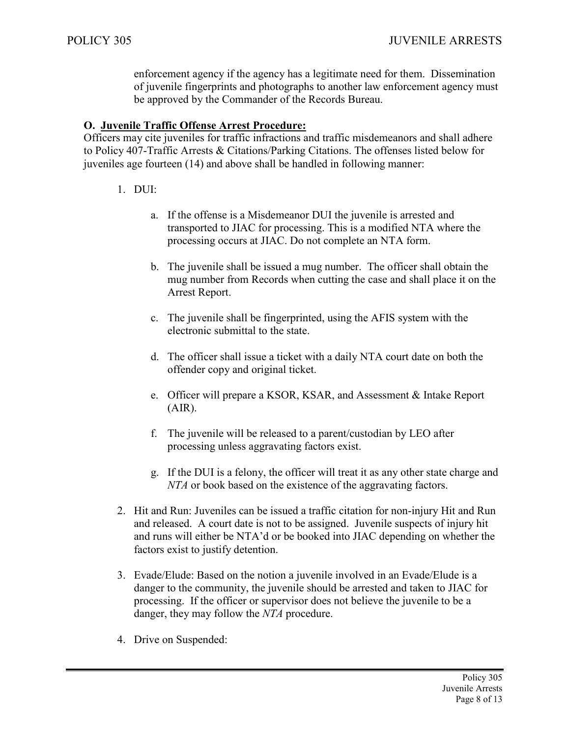enforcement agency if the agency has a legitimate need for them. Dissemination of juvenile fingerprints and photographs to another law enforcement agency must be approved by the Commander of the Records Bureau.

**O. <u>Juvenile Traffic Offense Arrest Procedure:</u>**

Officers may cite juveniles for traffic infractions and traffic misdemeanors and shall adhere to Policy 407-Traffic Arrests & Citations/Parking Citations. The offenses listed below for juveniles age fourteen (14) and above shall be handled in following manner:

1. DUI:

   a. If the offense is a Misdemeanor DUI the juvenile is arrested and transported to JIAC for processing. This is a modified NTA where the processing occurs at JIAC. Do not complete an NTA form.

   b. The juvenile shall be issued a mug number. The officer shall obtain the mug number from Records when cutting the case and shall place it on the Arrest Report.

   c. The juvenile shall be fingerprinted, using the AFIS system with the electronic submittal to the state.

   d. The officer shall issue a ticket with a daily NTA court date on both the offender copy and original ticket.

   e. Officer will prepare a KSOR, KSAR, and Assessment & Intake Report (AIR).

   f. The juvenile will be released to a parent/custodian by LEO after processing unless aggravating factors exist.

   g. If the DUI is a felony, the officer will treat it as any other state charge and *NTA* or book based on the existence of the aggravating factors.

2. Hit and Run: Juveniles can be issued a traffic citation for non-injury Hit and Run and released. A court date is not to be assigned. Juvenile suspects of injury hit and runs will either be NTA'd or be booked into JIAC depending on whether the factors exist to justify detention.

3. Evade/Elude: Based on the notion a juvenile involved in an Evade/Elude is a danger to the community, the juvenile should be arrested and taken to JIAC for processing. If the officer or supervisor does not believe the juvenile to be a danger, they may follow the *NTA* procedure.

4. Drive on Suspended: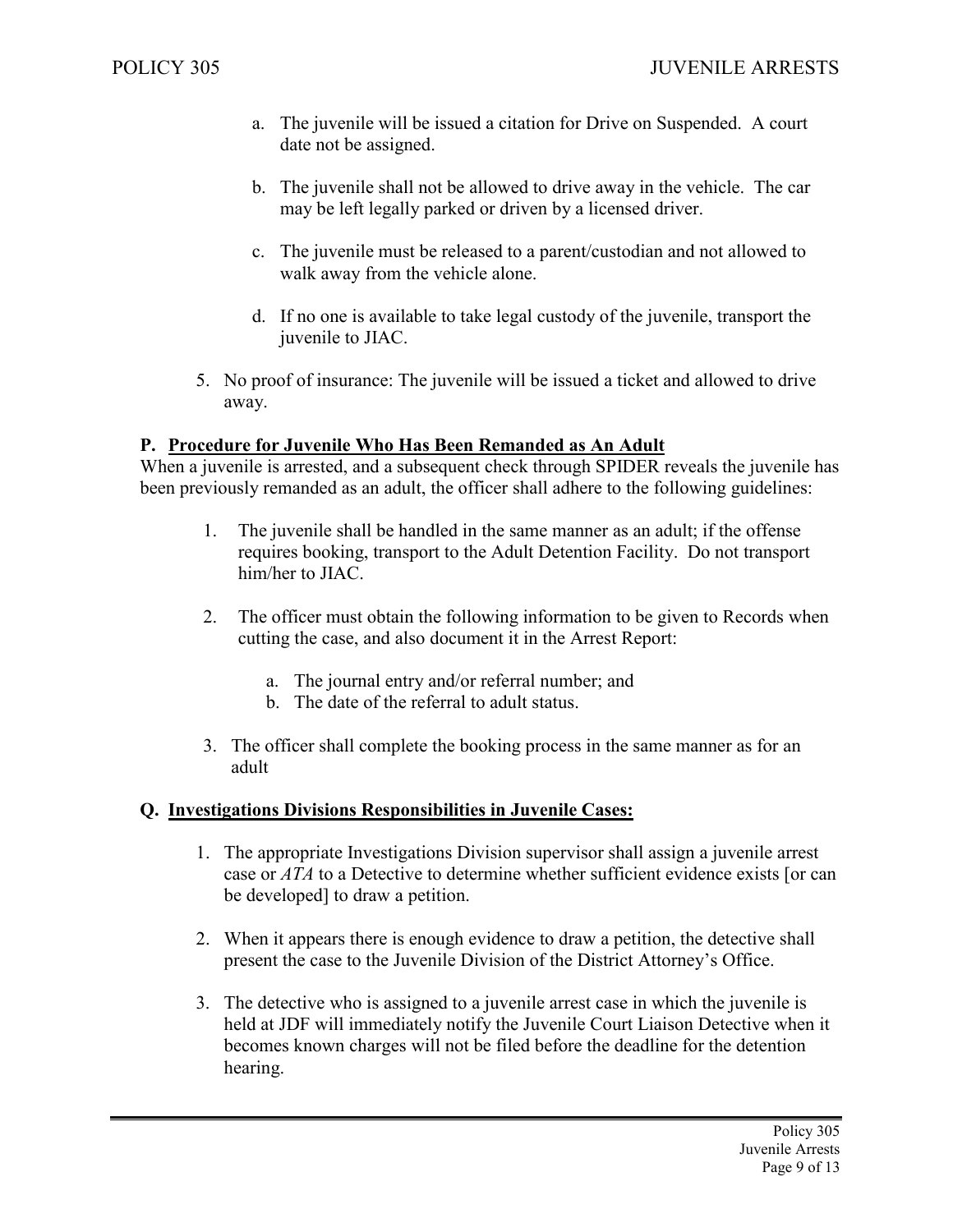a. The juvenile will be issued a citation for Drive on Suspended. A court date not be assigned.

b. The juvenile shall not be allowed to drive away in the vehicle. The car may be left legally parked or driven by a licensed driver.

c. The juvenile must be released to a parent/custodian and not allowed to walk away from the vehicle alone.

d. If no one is available to take legal custody of the juvenile, transport the juvenile to JIAC.

5. No proof of insurance: The juvenile will be issued a ticket and allowed to drive away.

### P. <u>Procedure for Juvenile Who Has Been Remanded as An Adult</u>

When a juvenile is arrested, and a subsequent check through SPIDER reveals the juvenile has been previously remanded as an adult, the officer shall adhere to the following guidelines:

1. The juvenile shall be handled in the same manner as an adult; if the offense requires booking, transport to the Adult Detention Facility. Do not transport him/her to JIAC.

2. The officer must obtain the following information to be given to Records when cutting the case, and also document it in the Arrest Report:

   a. The journal entry and/or referral number; and
   b. The date of the referral to adult status.

3. The officer shall complete the booking process in the same manner as for an adult

### Q. <u>Investigations Divisions Responsibilities in Juvenile Cases:</u>

1. The appropriate Investigations Division supervisor shall assign a juvenile arrest case or *ATA* to a Detective to determine whether sufficient evidence exists [or can be developed] to draw a petition.

2. When it appears there is enough evidence to draw a petition, the detective shall present the case to the Juvenile Division of the District Attorney's Office.

3. The detective who is assigned to a juvenile arrest case in which the juvenile is held at JDF will immediately notify the Juvenile Court Liaison Detective when it becomes known charges will not be filed before the deadline for the detention hearing.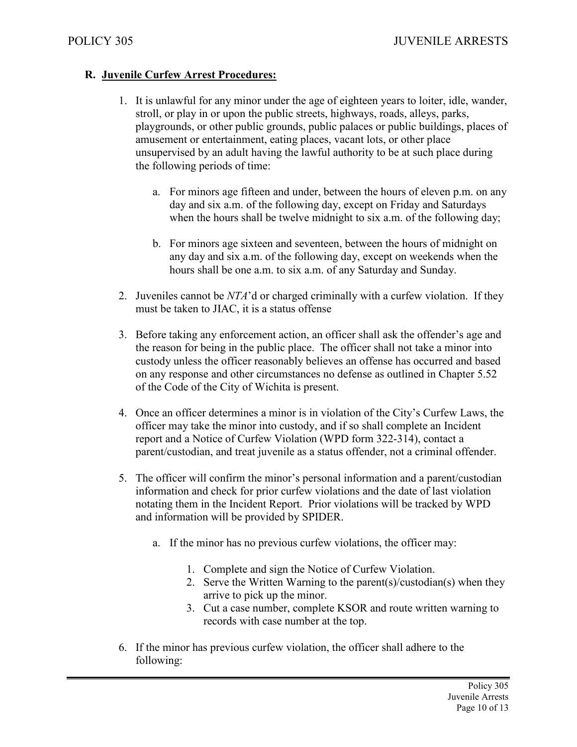**R. Juvenile Curfew Arrest Procedures:**

1. It is unlawful for any minor under the age of eighteen years to loiter, idle, wander, stroll, or play in or upon the public streets, highways, roads, alleys, parks, playgrounds, or other public grounds, public palaces or public buildings, places of amusement or entertainment, eating places, vacant lots, or other place unsupervised by an adult having the lawful authority to be at such place during the following periods of time:

   a. For minors age fifteen and under, between the hours of eleven p.m. on any day and six a.m. of the following day, except on Friday and Saturdays when the hours shall be twelve midnight to six a.m. of the following day;

   b. For minors age sixteen and seventeen, between the hours of midnight on any day and six a.m. of the following day, except on weekends when the hours shall be one a.m. to six a.m. of any Saturday and Sunday.

2. Juveniles cannot be *NTA*'d or charged criminally with a curfew violation. If they must be taken to JIAC, it is a status offense

3. Before taking any enforcement action, an officer shall ask the offender's age and the reason for being in the public place. The officer shall not take a minor into custody unless the officer reasonably believes an offense has occurred and based on any response and other circumstances no defense as outlined in Chapter 5.52 of the Code of the City of Wichita is present.

4. Once an officer determines a minor is in violation of the City's Curfew Laws, the officer may take the minor into custody, and if so shall complete an Incident report and a Notice of Curfew Violation (WPD form 322-314), contact a parent/custodian, and treat juvenile as a status offender, not a criminal offender.

5. The officer will confirm the minor's personal information and a parent/custodian information and check for prior curfew violations and the date of last violation notating them in the Incident Report. Prior violations will be tracked by WPD and information will be provided by SPIDER.

   a. If the minor has no previous curfew violations, the officer may:

      1. Complete and sign the Notice of Curfew Violation.
      2. Serve the Written Warning to the parent(s)/custodian(s) when they arrive to pick up the minor.
      3. Cut a case number, complete KSOR and route written warning to records with case number at the top.

6. If the minor has previous curfew violation, the officer shall adhere to the following: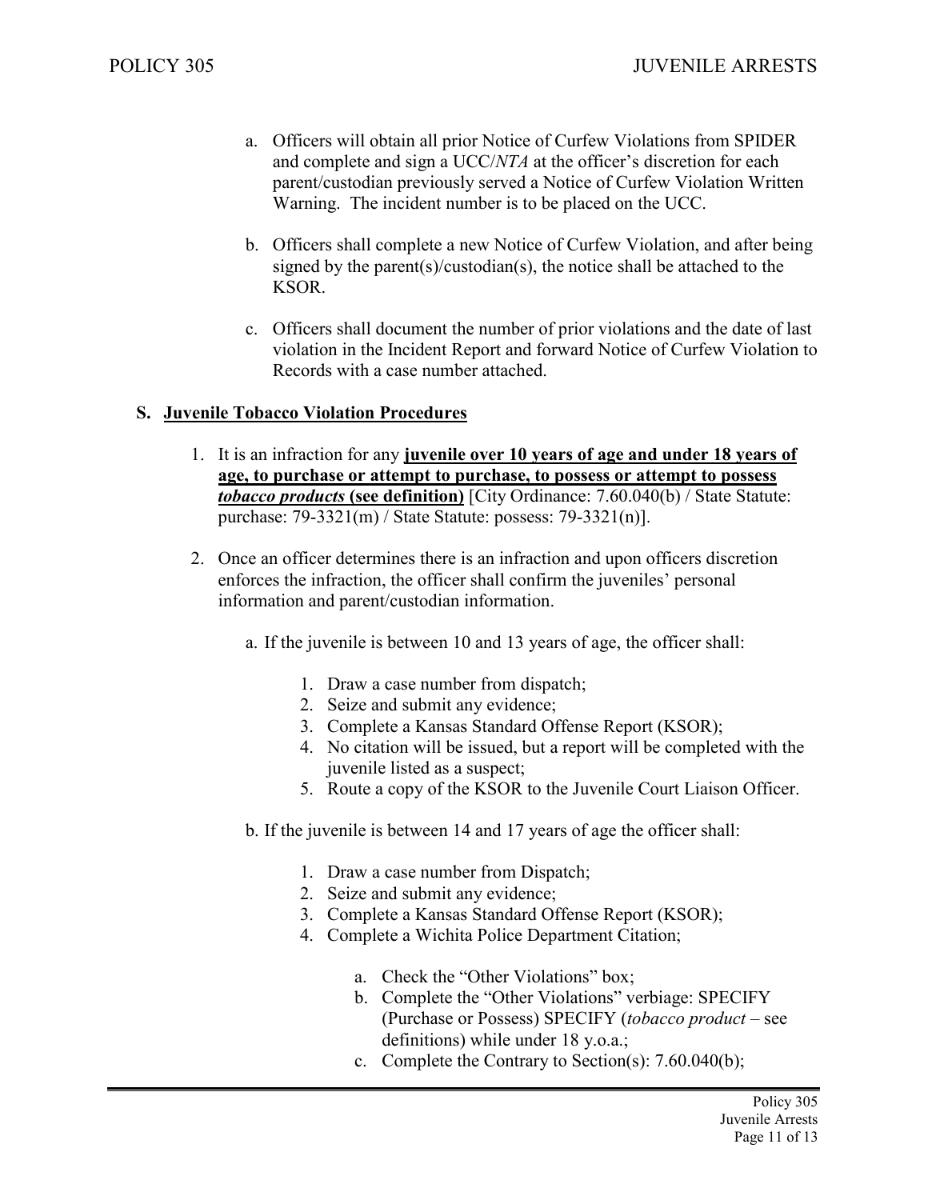a. Officers will obtain all prior Notice of Curfew Violations from SPIDER and complete and sign a UCC/*NTA* at the officer's discretion for each parent/custodian previously served a Notice of Curfew Violation Written Warning. The incident number is to be placed on the UCC.

b. Officers shall complete a new Notice of Curfew Violation, and after being signed by the parent(s)/custodian(s), the notice shall be attached to the KSOR.

c. Officers shall document the number of prior violations and the date of last violation in the Incident Report and forward Notice of Curfew Violation to Records with a case number attached.

**S. <u>Juvenile Tobacco Violation Procedures</u>**

1. It is an infraction for any **<u>juvenile over 10 years of age and under 18 years of age, to purchase or attempt to purchase, to possess or attempt to possess *tobacco products* (see definition)</u>** [City Ordinance: 7.60.040(b) / State Statute: purchase: 79-3321(m) / State Statute: possess: 79-3321(n)].

2. Once an officer determines there is an infraction and upon officers discretion enforces the infraction, the officer shall confirm the juveniles' personal information and parent/custodian information.

   a. If the juvenile is between 10 and 13 years of age, the officer shall:

      1. Draw a case number from dispatch;
      2. Seize and submit any evidence;
      3. Complete a Kansas Standard Offense Report (KSOR);
      4. No citation will be issued, but a report will be completed with the juvenile listed as a suspect;
      5. Route a copy of the KSOR to the Juvenile Court Liaison Officer.

   b. If the juvenile is between 14 and 17 years of age the officer shall:

      1. Draw a case number from Dispatch;
      2. Seize and submit any evidence;
      3. Complete a Kansas Standard Offense Report (KSOR);
      4. Complete a Wichita Police Department Citation;

         a. Check the "Other Violations" box;
         b. Complete the "Other Violations" verbiage: SPECIFY (Purchase or Possess) SPECIFY (*tobacco product* – see definitions) while under 18 y.o.a.;
         c. Complete the Contrary to Section(s): 7.60.040(b);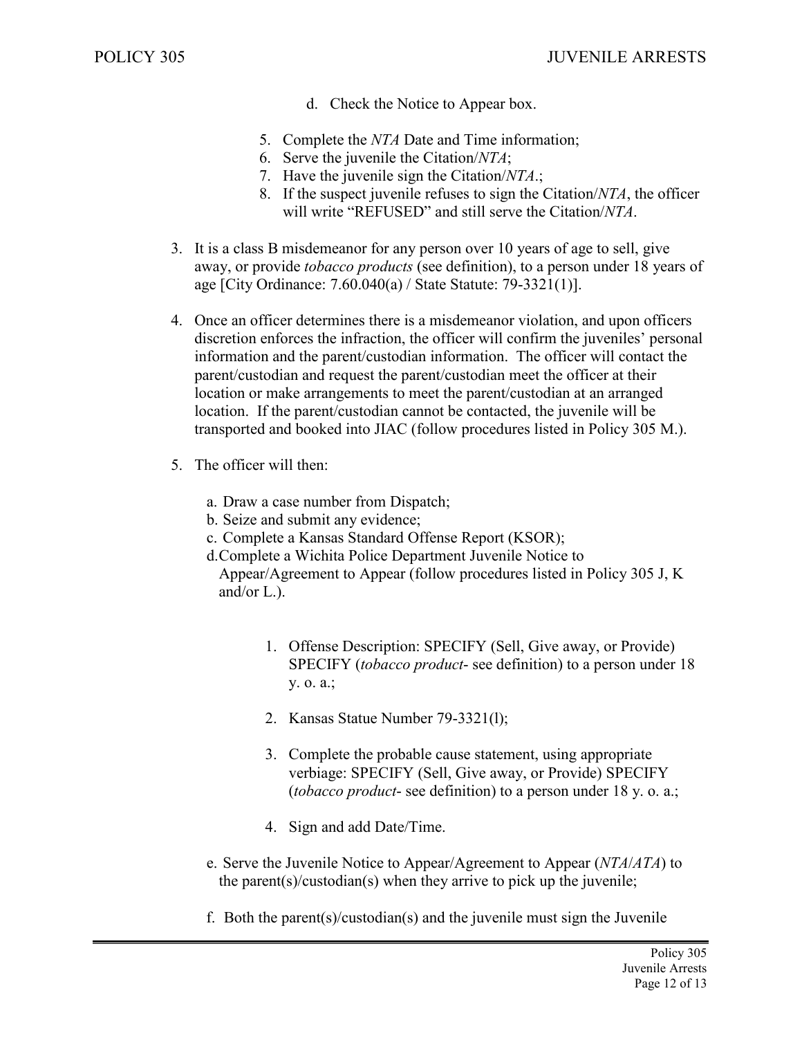d. Check the Notice to Appear box.

5. Complete the *NTA* Date and Time information;
6. Serve the juvenile the Citation/*NTA*;
7. Have the juvenile sign the Citation/*NTA*.;
8. If the suspect juvenile refuses to sign the Citation/*NTA*, the officer will write "REFUSED" and still serve the Citation/*NTA*.

3. It is a class B misdemeanor for any person over 10 years of age to sell, give away, or provide *tobacco products* (see definition), to a person under 18 years of age [City Ordinance: 7.60.040(a) / State Statute: 79-3321(1)].

4. Once an officer determines there is a misdemeanor violation, and upon officers discretion enforces the infraction, the officer will confirm the juveniles' personal information and the parent/custodian information. The officer will contact the parent/custodian and request the parent/custodian meet the officer at their location or make arrangements to meet the parent/custodian at an arranged location. If the parent/custodian cannot be contacted, the juvenile will be transported and booked into JIAC (follow procedures listed in Policy 305 M.).

5. The officer will then:

   a. Draw a case number from Dispatch;
   b. Seize and submit any evidence;
   c. Complete a Kansas Standard Offense Report (KSOR);
   d. Complete a Wichita Police Department Juvenile Notice to Appear/Agreement to Appear (follow procedures listed in Policy 305 J, K and/or L.).

      1. Offense Description: SPECIFY (Sell, Give away, or Provide) SPECIFY (*tobacco product*- see definition) to a person under 18 y. o. a.;
      2. Kansas Statue Number 79-3321(l);
      3. Complete the probable cause statement, using appropriate verbiage: SPECIFY (Sell, Give away, or Provide) SPECIFY (*tobacco product*- see definition) to a person under 18 y. o. a.;
      4. Sign and add Date/Time.

   e. Serve the Juvenile Notice to Appear/Agreement to Appear (*NTA*/*ATA*) to the parent(s)/custodian(s) when they arrive to pick up the juvenile;

   f. Both the parent(s)/custodian(s) and the juvenile must sign the Juvenile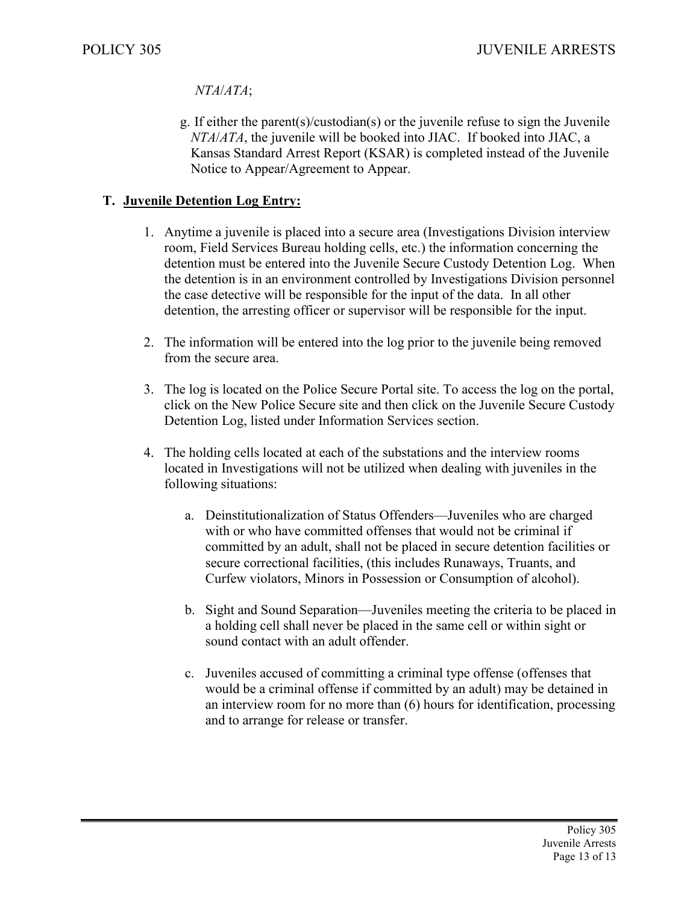*NTA*/*ATA*;

g. If either the parent(s)/custodian(s) or the juvenile refuse to sign the Juvenile *NTA*/*ATA*, the juvenile will be booked into JIAC. If booked into JIAC, a Kansas Standard Arrest Report (KSAR) is completed instead of the Juvenile Notice to Appear/Agreement to Appear.

## T. Juvenile Detention Log Entry:

1. Anytime a juvenile is placed into a secure area (Investigations Division interview room, Field Services Bureau holding cells, etc.) the information concerning the detention must be entered into the Juvenile Secure Custody Detention Log. When the detention is in an environment controlled by Investigations Division personnel the case detective will be responsible for the input of the data. In all other detention, the arresting officer or supervisor will be responsible for the input.

2. The information will be entered into the log prior to the juvenile being removed from the secure area.

3. The log is located on the Police Secure Portal site. To access the log on the portal, click on the New Police Secure site and then click on the Juvenile Secure Custody Detention Log, listed under Information Services section.

4. The holding cells located at each of the substations and the interview rooms located in Investigations will not be utilized when dealing with juveniles in the following situations:

    a. Deinstitutionalization of Status Offenders—Juveniles who are charged with or who have committed offenses that would not be criminal if committed by an adult, shall not be placed in secure detention facilities or secure correctional facilities, (this includes Runaways, Truants, and Curfew violators, Minors in Possession or Consumption of alcohol).

    b. Sight and Sound Separation—Juveniles meeting the criteria to be placed in a holding cell shall never be placed in the same cell or within sight or sound contact with an adult offender.

    c. Juveniles accused of committing a criminal type offense (offenses that would be a criminal offense if committed by an adult) may be detained in an interview room for no more than (6) hours for identification, processing and to arrange for release or transfer.